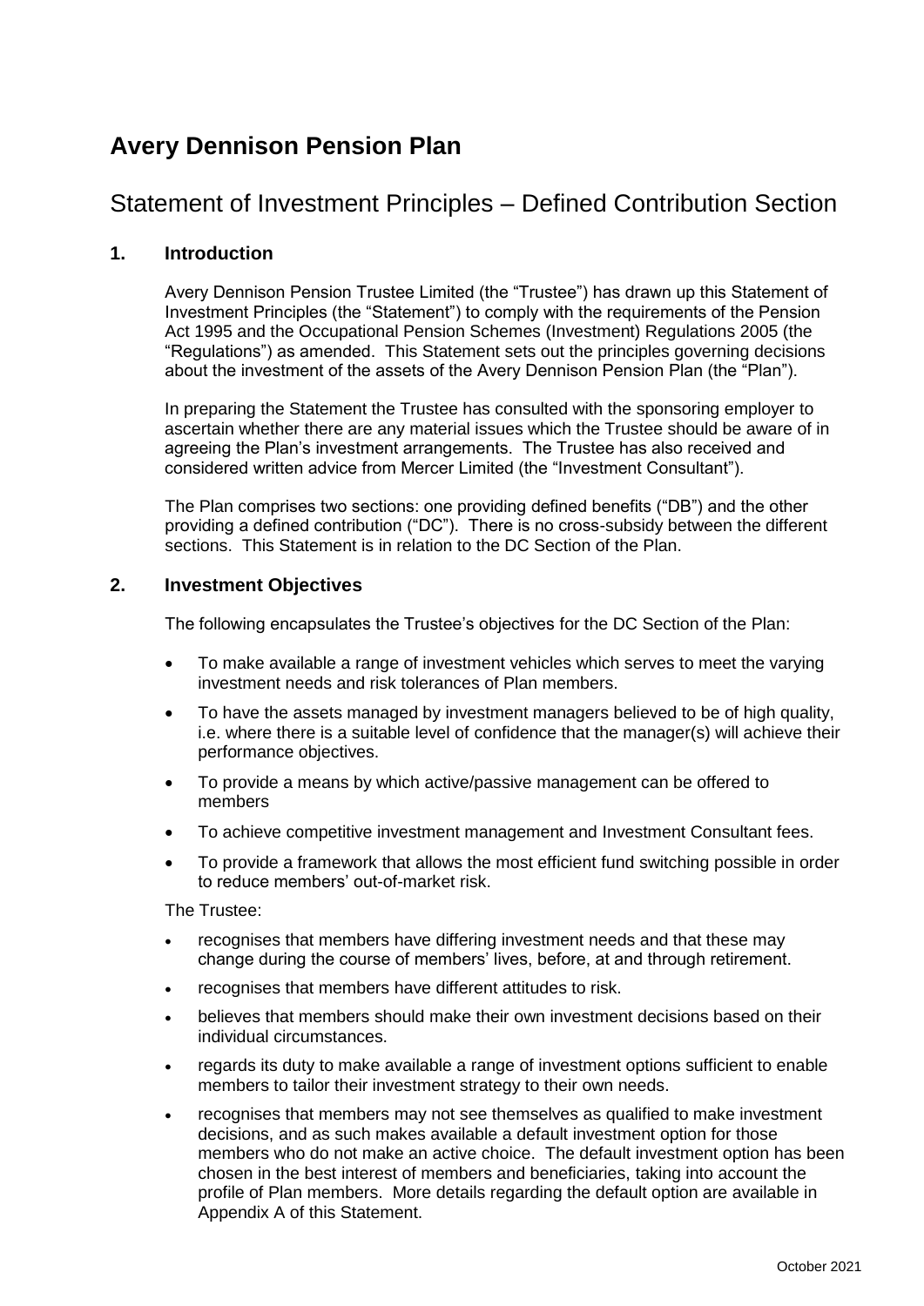# Avery Dennison Pension Plan

## Statement of Investment Principles – Defined Contribution Section

### 1. Introduction

Avery Dennison Pension Trustee Limited (the "Trustee") has drawn up this Statement of Investment Principles (the "Statement") to comply with the requirements of the Pension Act 1995 and the Occupational Pension Schemes (Investment) Regulations 2005 (the "Regulations") as amended. This Statement sets out the principles governing decisions about the investment of the assets of the Avery Dennison Pension Plan (the "Plan").

In preparing the Statement the Trustee has consulted with the sponsoring employer to ascertain whether there are any material issues which the Trustee should be aware of in agreeing the Plan's investment arrangements. The Trustee has also received and considered written advice from Mercer Limited (the "Investment Consultant").

The Plan comprises two sections: one providing defined benefits ("DB") and the other providing a defined contribution ("DC"). There is no cross-subsidy between the different sections. This Statement is in relation to the DC Section of the Plan.

### 2. Investment Objectives

The following encapsulates the Trustee's objectives for the DC Section of the Plan:

- To make available a range of investment vehicles which serves to meet the varying investment needs and risk tolerances of Plan members.
- To have the assets managed by investment managers believed to be of high quality, i.e. where there is a suitable level of confidence that the manager(s) will achieve their performance objectives.
- To provide a means by which active/passive management can be offered to members
- To achieve competitive investment management and Investment Consultant fees.
- To provide a framework that allows the most efficient fund switching possible in order to reduce members' out-of-market risk.

The Trustee:

- recognises that members have differing investment needs and that these may change during the course of members' lives, before, at and through retirement.
- recognises that members have different attitudes to risk.
- believes that members should make their own investment decisions based on their individual circumstances.
- regards its duty to make available a range of investment options sufficient to enable members to tailor their investment strategy to their own needs.
- recognises that members may not see themselves as qualified to make investment decisions, and as such makes available a default investment option for those members who do not make an active choice. The default investment option has been chosen in the best interest of members and beneficiaries, taking into account the profile of Plan members. More details regarding the default option are available in Appendix A of this Statement.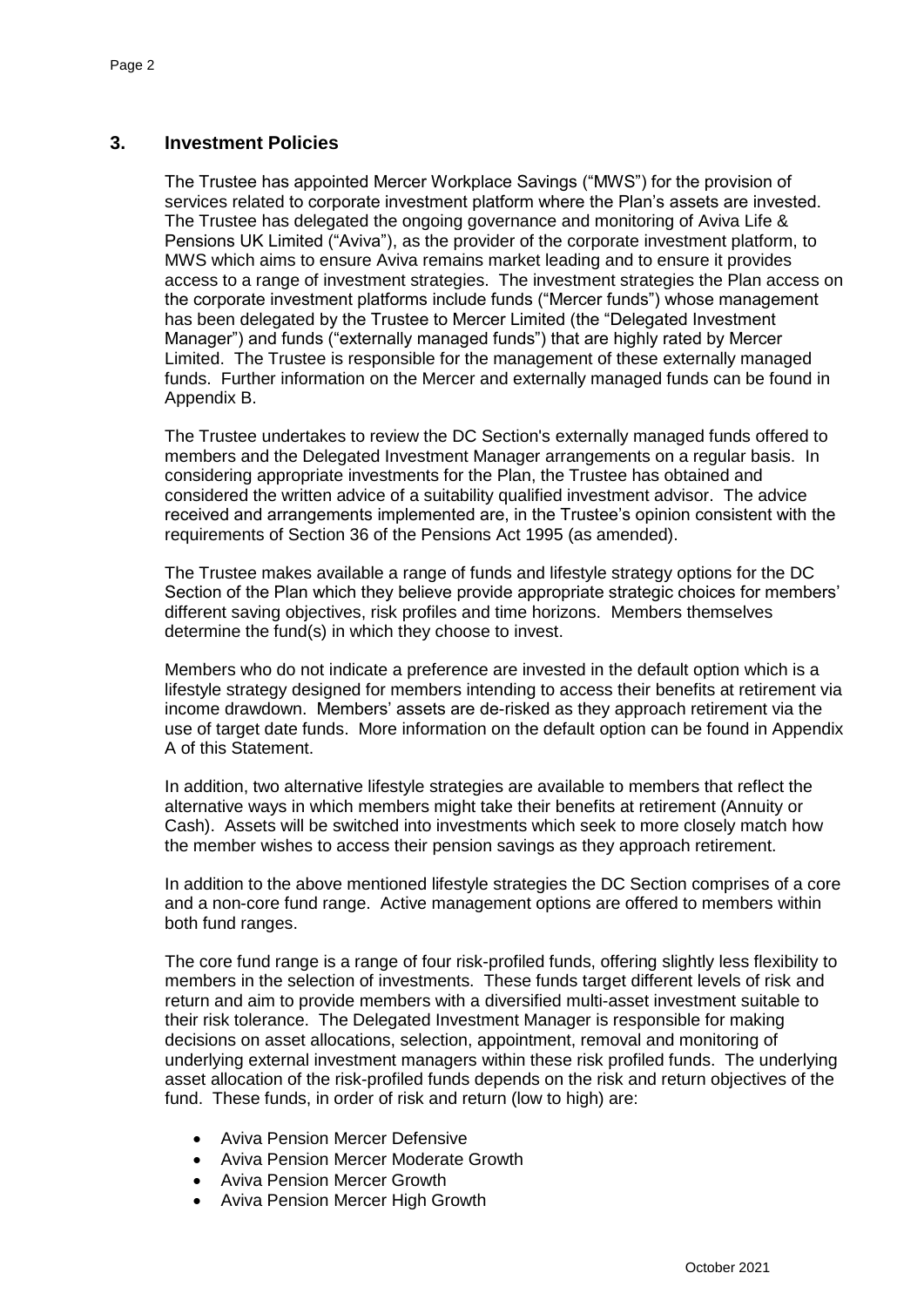## 3. Investment Policies

The Trustee has appointed Mercer Workplace Savings ("MWS") for the provision of services related to corporate investment platform where the Plan's assets are invested. The Trustee has delegated the ongoing governance and monitoring of Aviva Life & Pensions UK Limited ("Aviva"), as the provider of the corporate investment platform, to MWS which aims to ensure Aviva remains market leading and to ensure it provides access to a range of investment strategies. The investment strategies the Plan access on the corporate investment platforms include funds ("Mercer funds") whose management has been delegated by the Trustee to Mercer Limited (the "Delegated Investment Manager") and funds ("externally managed funds") that are highly rated by Mercer Limited. The Trustee is responsible for the management of these externally managed funds. Further information on the Mercer and externally managed funds can be found in Appendix B.

The Trustee undertakes to review the DC Section's externally managed funds offered to members and the Delegated Investment Manager arrangements on a regular basis. In considering appropriate investments for the Plan, the Trustee has obtained and considered the written advice of a suitability qualified investment advisor. The advice received and arrangements implemented are, in the Trustee's opinion consistent with the requirements of Section 36 of the Pensions Act 1995 (as amended).

The Trustee makes available a range of funds and lifestyle strategy options for the DC Section of the Plan which they believe provide appropriate strategic choices for members' different saving objectives, risk profiles and time horizons. Members themselves determine the fund(s) in which they choose to invest.

Members who do not indicate a preference are invested in the default option which is a lifestyle strategy designed for members intending to access their benefits at retirement via income drawdown. Members' assets are de-risked as they approach retirement via the use of target date funds. More information on the default option can be found in Appendix A of this Statement.

In addition, two alternative lifestyle strategies are available to members that reflect the alternative ways in which members might take their benefits at retirement (Annuity or Cash). Assets will be switched into investments which seek to more closely match how the member wishes to access their pension savings as they approach retirement.

In addition to the above mentioned lifestyle strategies the DC Section comprises of a core and a non-core fund range. Active management options are offered to members within both fund ranges.

The core fund range is a range of four risk-profiled funds, offering slightly less flexibility to members in the selection of investments. These funds target different levels of risk and return and aim to provide members with a diversified multi-asset investment suitable to their risk tolerance. The Delegated Investment Manager is responsible for making decisions on asset allocations, selection, appointment, removal and monitoring of underlying external investment managers within these risk profiled funds. The underlying asset allocation of the risk-profiled funds depends on the risk and return objectives of the fund. These funds, in order of risk and return (low to high) are:

- Aviva Pension Mercer Defensive
- Aviva Pension Mercer Moderate Growth
- Aviva Pension Mercer Growth
- Aviva Pension Mercer High Growth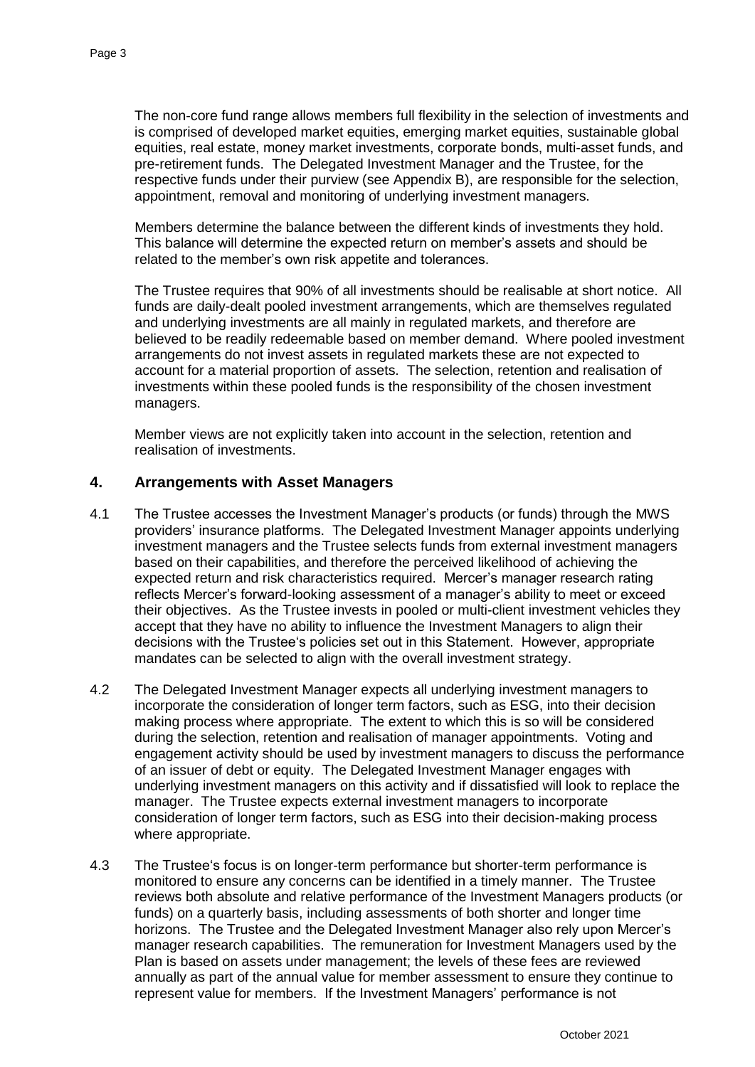The non-core fund range allows members full flexibility in the selection of investments and is comprised of developed market equities, emerging market equities, sustainable global equities, real estate, money market investments, corporate bonds, multi-asset funds, and pre-retirement funds. The Delegated Investment Manager and the Trustee, for the respective funds under their purview (see Appendix B), are responsible for the selection, appointment, removal and monitoring of underlying investment managers.

Members determine the balance between the different kinds of investments they hold. This balance will determine the expected return on member's assets and should be related to the member's own risk appetite and tolerances.

The Trustee requires that 90% of all investments should be realisable at short notice. All funds are daily-dealt pooled investment arrangements, which are themselves regulated and underlying investments are all mainly in regulated markets, and therefore are believed to be readily redeemable based on member demand. Where pooled investment arrangements do not invest assets in regulated markets these are not expected to account for a material proportion of assets. The selection, retention and realisation of investments within these pooled funds is the responsibility of the chosen investment managers.

Member views are not explicitly taken into account in the selection, retention and realisation of investments.

## 4. Arrangements with Asset Managers

4.1 The Trustee accesses the Investment Manager's products (or funds) through the MWS providers' insurance platforms. The Delegated Investment Manager appoints underlying investment managers and the Trustee selects funds from external investment managers based on their capabilities, and therefore the perceived likelihood of achieving the expected return and risk characteristics required. Mercer's manager research rating reflects Mercer's forward-looking assessment of a manager's ability to meet or exceed their objectives. As the Trustee invests in pooled or multi-client investment vehicles they accept that they have no ability to influence the Investment Managers to align their decisions with the Trustee's policies set out in this Statement. However, appropriate mandates can be selected to align with the overall investment strategy.

4.2 The Delegated Investment Manager expects all underlying investment managers to incorporate the consideration of longer term factors, such as ESG, into their decision making process where appropriate. The extent to which this is so will be considered during the selection, retention and realisation of manager appointments. Voting and engagement activity should be used by investment managers to discuss the performance of an issuer of debt or equity. The Delegated Investment Manager engages with underlying investment managers on this activity and if dissatisfied will look to replace the manager. The Trustee expects external investment managers to incorporate consideration of longer term factors, such as ESG into their decision-making process where appropriate.

4.3 The Trustee's focus is on longer-term performance but shorter-term performance is monitored to ensure any concerns can be identified in a timely manner. The Trustee reviews both absolute and relative performance of the Investment Managers products (or funds) on a quarterly basis, including assessments of both shorter and longer time horizons. The Trustee and the Delegated Investment Manager also rely upon Mercer's manager research capabilities. The remuneration for Investment Managers used by the Plan is based on assets under management; the levels of these fees are reviewed annually as part of the annual value for member assessment to ensure they continue to represent value for members. If the Investment Managers' performance is not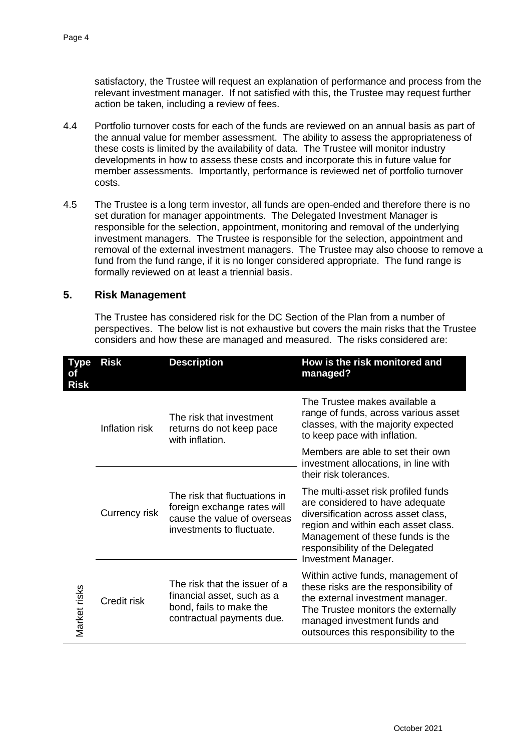satisfactory, the Trustee will request an explanation of performance and process from the relevant investment manager. If not satisfied with this, the Trustee may request further action be taken, including a review of fees.

4.4 Portfolio turnover costs for each of the funds are reviewed on an annual basis as part of the annual value for member assessment. The ability to assess the appropriateness of these costs is limited by the availability of data. The Trustee will monitor industry developments in how to assess these costs and incorporate this in future value for member assessments. Importantly, performance is reviewed net of portfolio turnover costs.

4.5 The Trustee is a long term investor, all funds are open-ended and therefore there is no set duration for manager appointments. The Delegated Investment Manager is responsible for the selection, appointment, monitoring and removal of the underlying investment managers. The Trustee is responsible for the selection, appointment and removal of the external investment managers. The Trustee may also choose to remove a fund from the fund range, if it is no longer considered appropriate. The fund range is formally reviewed on at least a triennial basis.

## 5. Risk Management

The Trustee has considered risk for the DC Section of the Plan from a number of perspectives. The below list is not exhaustive but covers the main risks that the Trustee considers and how these are managed and measured. The risks considered are:

| Type of Risk | Risk | Description | How is the risk monitored and managed? |
|---|---|---|---|
| Market risks | Inflation risk | The risk that investment returns do not keep pace with inflation. | The Trustee makes available a range of funds, across various asset classes, with the majority expected to keep pace with inflation. Members are able to set their own investment allocations, in line with their risk tolerances. The multi-asset risk profiled funds are considered to have adequate diversification across asset class, region and within each asset class. Management of these funds is the responsibility of the Delegated Investment Manager. Within active funds, management of these risks are the responsibility of the external investment manager. The Trustee monitors the externally managed investment funds and outsources this responsibility to the |
| | Currency risk | The risk that fluctuations in foreign exchange rates will cause the value of overseas investments to fluctuate. | |
| | Credit risk | The risk that the issuer of a financial asset, such as a bond, fails to make the contractual payments due. | |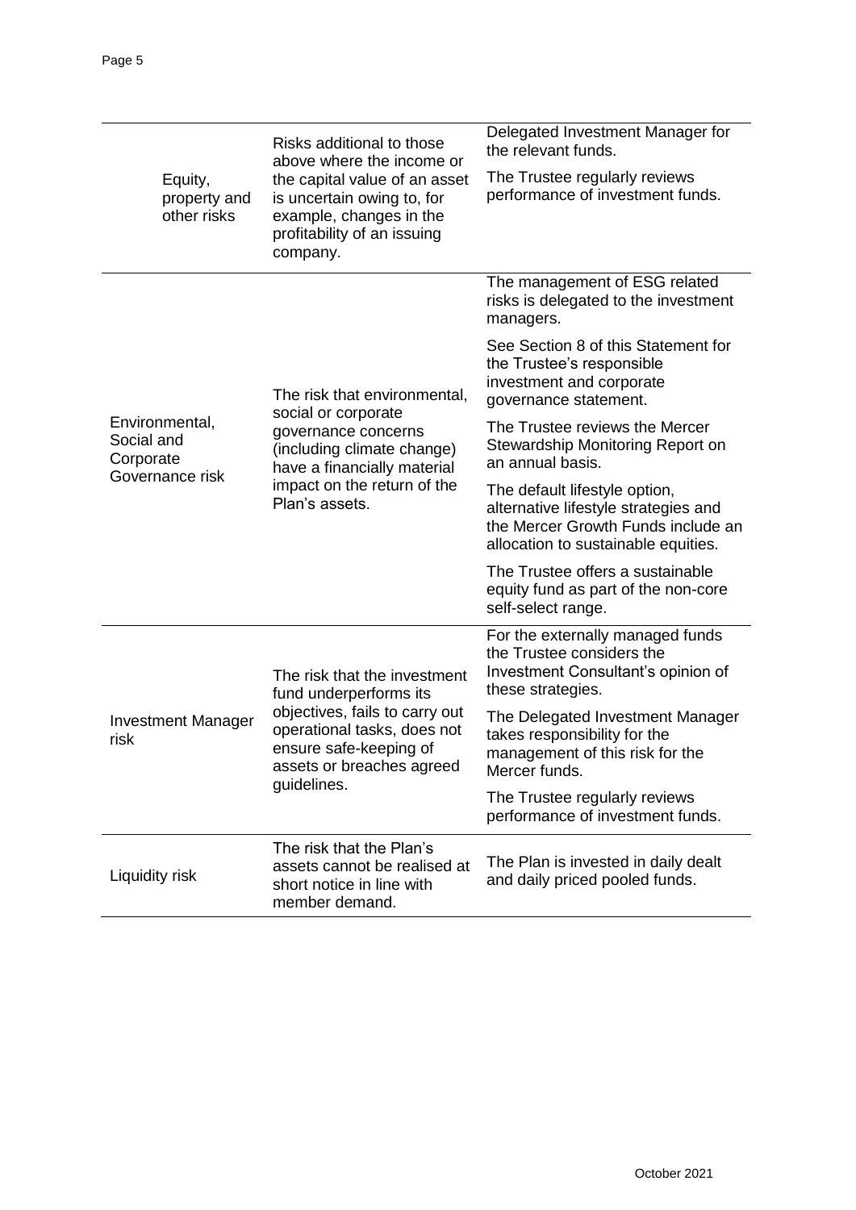| Risk | Description | How is the risk monitored and managed? |
| --- | --- | --- |
| Equity, property and other risks | Risks additional to those above where the income or the capital value of an asset is uncertain owing to, for example, changes in the profitability of an issuing company. | Delegated Investment Manager for the relevant funds.<br><br>The Trustee regularly reviews performance of investment funds. |
| Environmental, Social and Corporate Governance risk | The risk that environmental, social or corporate governance concerns (including climate change) have a financially material impact on the return of the Plan's assets. | The management of ESG related risks is delegated to the investment managers.<br><br>See Section 8 of this Statement for the Trustee's responsible investment and corporate governance statement.<br><br>The Trustee reviews the Mercer Stewardship Monitoring Report on an annual basis.<br><br>The default lifestyle option, alternative lifestyle strategies and the Mercer Growth Funds include an allocation to sustainable equities.<br><br>The Trustee offers a sustainable equity fund as part of the non-core self-select range. |
| Investment Manager risk | The risk that the investment fund underperforms its objectives, fails to carry out operational tasks, does not ensure safe-keeping of assets or breaches agreed guidelines. | For the externally managed funds the Trustee considers the Investment Consultant's opinion of these strategies.<br><br>The Delegated Investment Manager takes responsibility for the management of this risk for the Mercer funds.<br><br>The Trustee regularly reviews performance of investment funds. |
| Liquidity risk | The risk that the Plan's assets cannot be realised at short notice in line with member demand. | The Plan is invested in daily dealt and daily priced pooled funds. |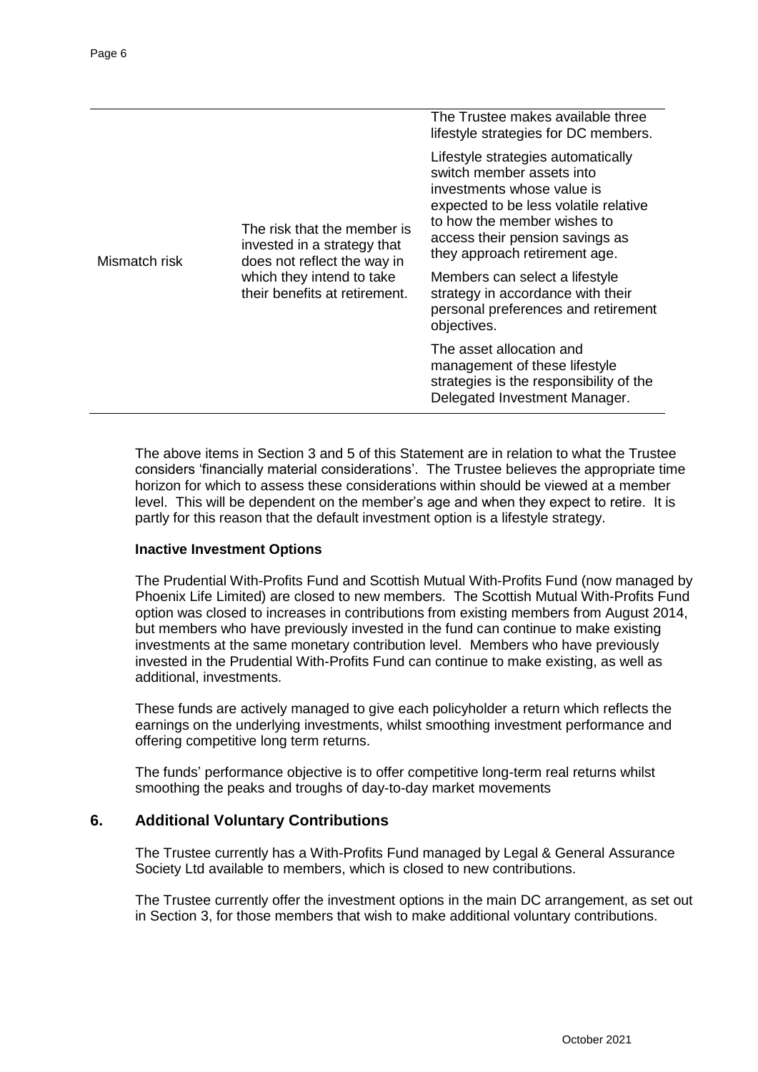| | | |
|---|---|---|
| Mismatch risk | The risk that the member is invested in a strategy that does not reflect the way in which they intend to take their benefits at retirement. | The Trustee makes available three lifestyle strategies for DC members.<br><br>Lifestyle strategies automatically switch member assets into investments whose value is expected to be less volatile relative to how the member wishes to access their pension savings as they approach retirement age.<br><br>Members can select a lifestyle strategy in accordance with their personal preferences and retirement objectives.<br><br>The asset allocation and management of these lifestyle strategies is the responsibility of the Delegated Investment Manager. |

The above items in Section 3 and 5 of this Statement are in relation to what the Trustee considers 'financially material considerations'. The Trustee believes the appropriate time horizon for which to assess these considerations within should be viewed at a member level. This will be dependent on the member's age and when they expect to retire. It is partly for this reason that the default investment option is a lifestyle strategy.

**Inactive Investment Options**

The Prudential With-Profits Fund and Scottish Mutual With-Profits Fund (now managed by Phoenix Life Limited) are closed to new members. The Scottish Mutual With-Profits Fund option was closed to increases in contributions from existing members from August 2014, but members who have previously invested in the fund can continue to make existing investments at the same monetary contribution level. Members who have previously invested in the Prudential With-Profits Fund can continue to make existing, as well as additional, investments.

These funds are actively managed to give each policyholder a return which reflects the earnings on the underlying investments, whilst smoothing investment performance and offering competitive long term returns.

The funds' performance objective is to offer competitive long-term real returns whilst smoothing the peaks and troughs of day-to-day market movements

## 6. Additional Voluntary Contributions

The Trustee currently has a With-Profits Fund managed by Legal & General Assurance Society Ltd available to members, which is closed to new contributions.

The Trustee currently offer the investment options in the main DC arrangement, as set out in Section 3, for those members that wish to make additional voluntary contributions.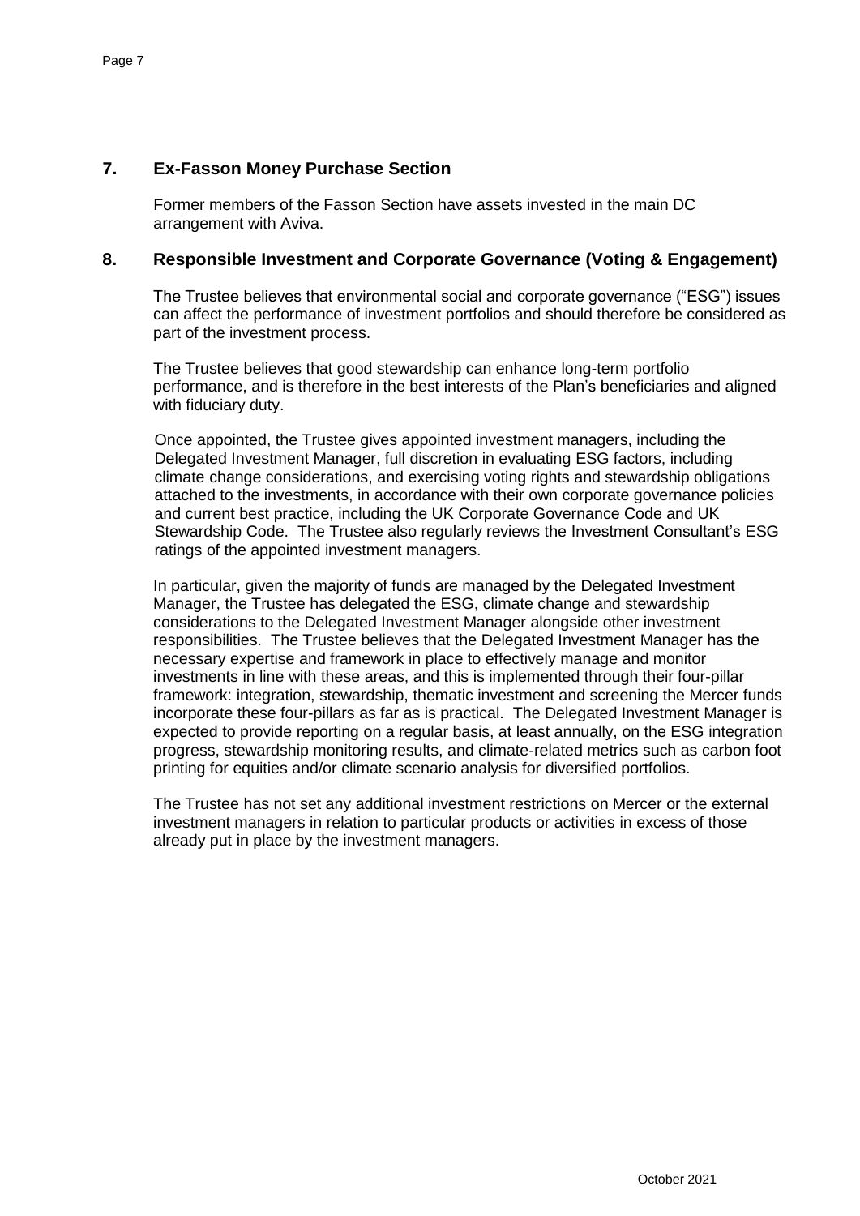## 7. Ex-Fasson Money Purchase Section

Former members of the Fasson Section have assets invested in the main DC arrangement with Aviva.

## 8. Responsible Investment and Corporate Governance (Voting & Engagement)

The Trustee believes that environmental social and corporate governance ("ESG") issues can affect the performance of investment portfolios and should therefore be considered as part of the investment process.

The Trustee believes that good stewardship can enhance long-term portfolio performance, and is therefore in the best interests of the Plan's beneficiaries and aligned with fiduciary duty.

Once appointed, the Trustee gives appointed investment managers, including the Delegated Investment Manager, full discretion in evaluating ESG factors, including climate change considerations, and exercising voting rights and stewardship obligations attached to the investments, in accordance with their own corporate governance policies and current best practice, including the UK Corporate Governance Code and UK Stewardship Code. The Trustee also regularly reviews the Investment Consultant's ESG ratings of the appointed investment managers.

In particular, given the majority of funds are managed by the Delegated Investment Manager, the Trustee has delegated the ESG, climate change and stewardship considerations to the Delegated Investment Manager alongside other investment responsibilities. The Trustee believes that the Delegated Investment Manager has the necessary expertise and framework in place to effectively manage and monitor investments in line with these areas, and this is implemented through their four-pillar framework: integration, stewardship, thematic investment and screening the Mercer funds incorporate these four-pillars as far as is practical. The Delegated Investment Manager is expected to provide reporting on a regular basis, at least annually, on the ESG integration progress, stewardship monitoring results, and climate-related metrics such as carbon foot printing for equities and/or climate scenario analysis for diversified portfolios.

The Trustee has not set any additional investment restrictions on Mercer or the external investment managers in relation to particular products or activities in excess of those already put in place by the investment managers.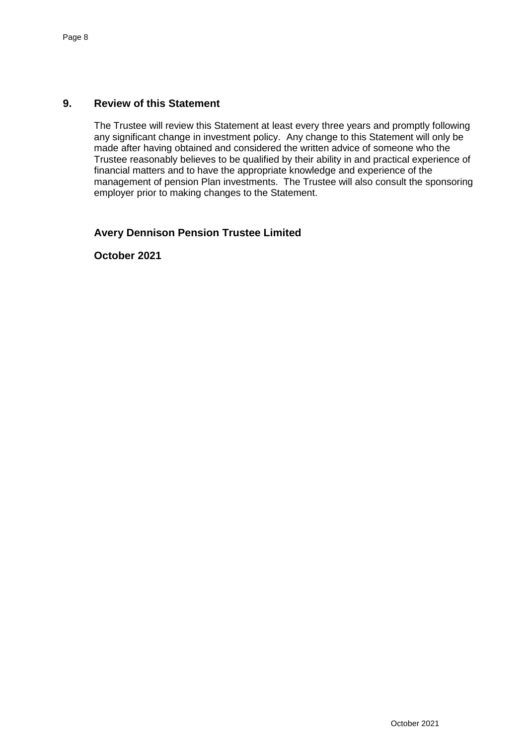## 9. Review of this Statement

The Trustee will review this Statement at least every three years and promptly following any significant change in investment policy. Any change to this Statement will only be made after having obtained and considered the written advice of someone who the Trustee reasonably believes to be qualified by their ability in and practical experience of financial matters and to have the appropriate knowledge and experience of the management of pension Plan investments. The Trustee will also consult the sponsoring employer prior to making changes to the Statement.

**Avery Dennison Pension Trustee Limited**

**October 2021**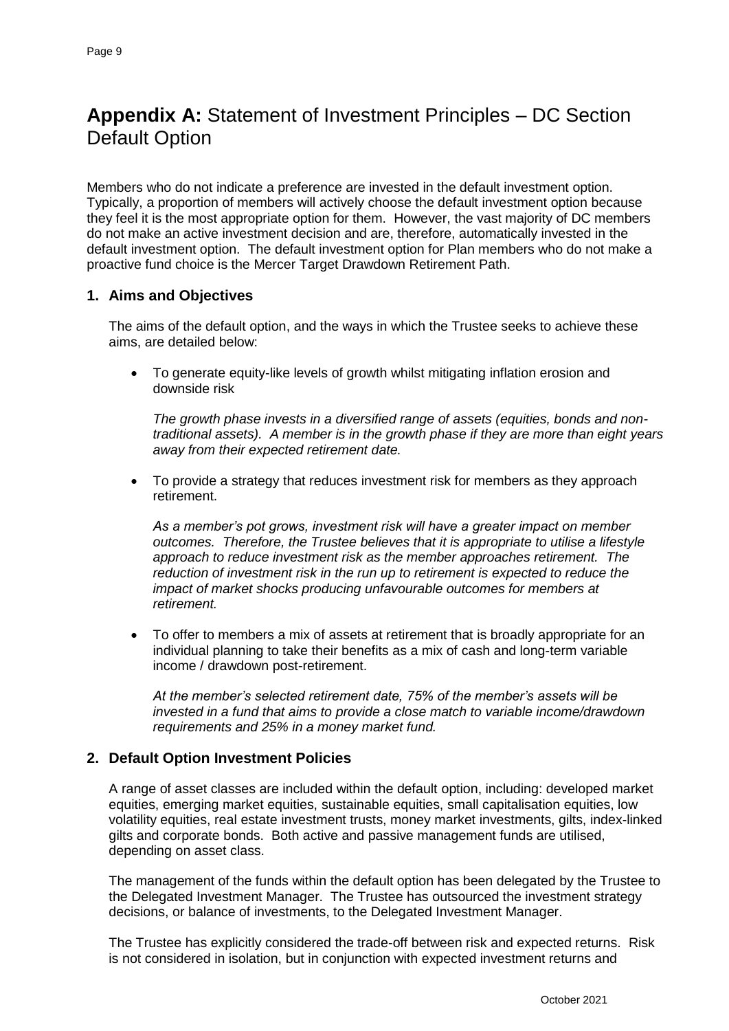# **Appendix A:** Statement of Investment Principles – DC Section Default Option

Members who do not indicate a preference are invested in the default investment option. Typically, a proportion of members will actively choose the default investment option because they feel it is the most appropriate option for them. However, the vast majority of DC members do not make an active investment decision and are, therefore, automatically invested in the default investment option. The default investment option for Plan members who do not make a proactive fund choice is the Mercer Target Drawdown Retirement Path.

## 1. Aims and Objectives

The aims of the default option, and the ways in which the Trustee seeks to achieve these aims, are detailed below:

- To generate equity-like levels of growth whilst mitigating inflation erosion and downside risk

  *The growth phase invests in a diversified range of assets (equities, bonds and non-traditional assets). A member is in the growth phase if they are more than eight years away from their expected retirement date.*

- To provide a strategy that reduces investment risk for members as they approach retirement.

  *As a member's pot grows, investment risk will have a greater impact on member outcomes. Therefore, the Trustee believes that it is appropriate to utilise a lifestyle approach to reduce investment risk as the member approaches retirement. The reduction of investment risk in the run up to retirement is expected to reduce the impact of market shocks producing unfavourable outcomes for members at retirement.*

- To offer to members a mix of assets at retirement that is broadly appropriate for an individual planning to take their benefits as a mix of cash and long-term variable income / drawdown post-retirement.

  *At the member's selected retirement date, 75% of the member's assets will be invested in a fund that aims to provide a close match to variable income/drawdown requirements and 25% in a money market fund.*

## 2. Default Option Investment Policies

A range of asset classes are included within the default option, including: developed market equities, emerging market equities, sustainable equities, small capitalisation equities, low volatility equities, real estate investment trusts, money market investments, gilts, index-linked gilts and corporate bonds. Both active and passive management funds are utilised, depending on asset class.

The management of the funds within the default option has been delegated by the Trustee to the Delegated Investment Manager. The Trustee has outsourced the investment strategy decisions, or balance of investments, to the Delegated Investment Manager.

The Trustee has explicitly considered the trade-off between risk and expected returns. Risk is not considered in isolation, but in conjunction with expected investment returns and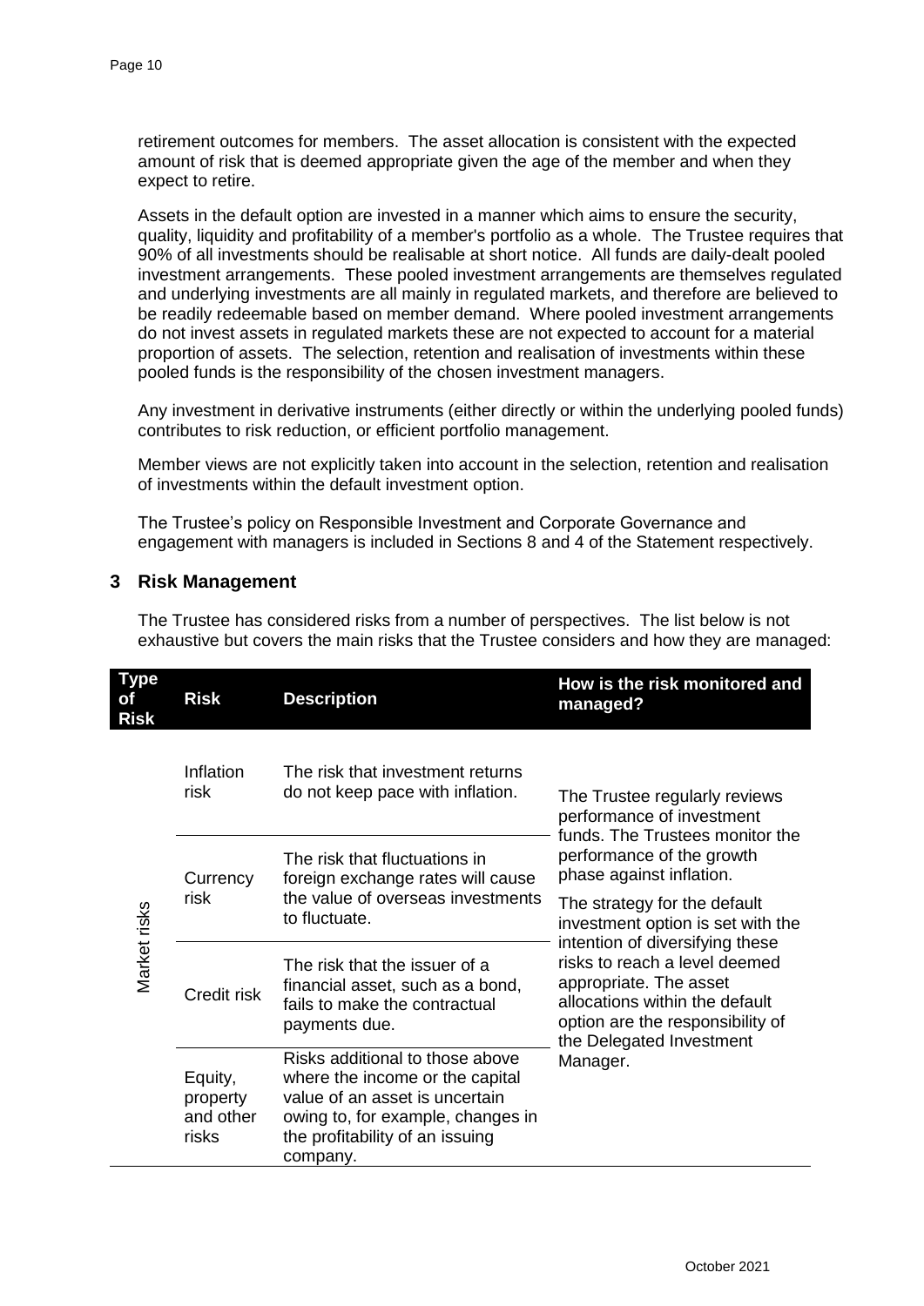retirement outcomes for members. The asset allocation is consistent with the expected amount of risk that is deemed appropriate given the age of the member and when they expect to retire.

Assets in the default option are invested in a manner which aims to ensure the security, quality, liquidity and profitability of a member's portfolio as a whole. The Trustee requires that 90% of all investments should be realisable at short notice. All funds are daily-dealt pooled investment arrangements. These pooled investment arrangements are themselves regulated and underlying investments are all mainly in regulated markets, and therefore are believed to be readily redeemable based on member demand. Where pooled investment arrangements do not invest assets in regulated markets these are not expected to account for a material proportion of assets. The selection, retention and realisation of investments within these pooled funds is the responsibility of the chosen investment managers.

Any investment in derivative instruments (either directly or within the underlying pooled funds) contributes to risk reduction, or efficient portfolio management.

Member views are not explicitly taken into account in the selection, retention and realisation of investments within the default investment option.

The Trustee's policy on Responsible Investment and Corporate Governance and engagement with managers is included in Sections 8 and 4 of the Statement respectively.

## 3 Risk Management

The Trustee has considered risks from a number of perspectives. The list below is not exhaustive but covers the main risks that the Trustee considers and how they are managed:

| Type of Risk | Risk | Description | How is the risk monitored and managed? |
|---|---|---|---|
| Market risks | Inflation risk | The risk that investment returns do not keep pace with inflation. | The Trustee regularly reviews performance of investment funds. The Trustees monitor the performance of the growth phase against inflation. The strategy for the default investment option is set with the intention of diversifying these risks to reach a level deemed appropriate. The asset allocations within the default option are the responsibility of the Delegated Investment Manager. |
| | Currency risk | The risk that fluctuations in foreign exchange rates will cause the value of overseas investments to fluctuate. | |
| | Credit risk | The risk that the issuer of a financial asset, such as a bond, fails to make the contractual payments due. | |
| | Equity, property and other risks | Risks additional to those above where the income or the capital value of an asset is uncertain owing to, for example, changes in the profitability of an issuing company. | |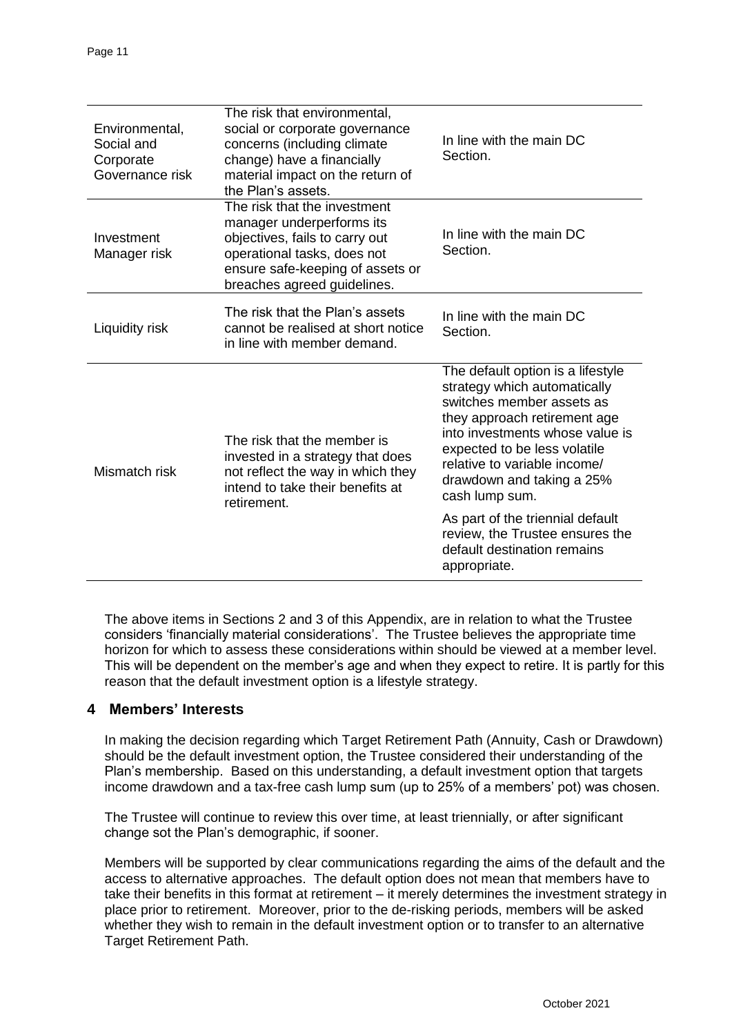| | | |
|---|---|---|
| Environmental, Social and Corporate Governance risk | The risk that environmental, social or corporate governance concerns (including climate change) have a financially material impact on the return of the Plan's assets. | In line with the main DC Section. |
| Investment Manager risk | The risk that the investment manager underperforms its objectives, fails to carry out operational tasks, does not ensure safe-keeping of assets or breaches agreed guidelines. | In line with the main DC Section. |
| Liquidity risk | The risk that the Plan's assets cannot be realised at short notice in line with member demand. | In line with the main DC Section. |
| Mismatch risk | The risk that the member is invested in a strategy that does not reflect the way in which they intend to take their benefits at retirement. | The default option is a lifestyle strategy which automatically switches member assets as they approach retirement age into investments whose value is expected to be less volatile relative to variable income/ drawdown and taking a 25% cash lump sum.<br><br>As part of the triennial default review, the Trustee ensures the default destination remains appropriate. |

The above items in Sections 2 and 3 of this Appendix, are in relation to what the Trustee considers 'financially material considerations'. The Trustee believes the appropriate time horizon for which to assess these considerations within should be viewed at a member level. This will be dependent on the member's age and when they expect to retire. It is partly for this reason that the default investment option is a lifestyle strategy.

## 4 Members' Interests

In making the decision regarding which Target Retirement Path (Annuity, Cash or Drawdown) should be the default investment option, the Trustee considered their understanding of the Plan's membership. Based on this understanding, a default investment option that targets income drawdown and a tax-free cash lump sum (up to 25% of a members' pot) was chosen.

The Trustee will continue to review this over time, at least triennially, or after significant change sot the Plan's demographic, if sooner.

Members will be supported by clear communications regarding the aims of the default and the access to alternative approaches. The default option does not mean that members have to take their benefits in this format at retirement – it merely determines the investment strategy in place prior to retirement. Moreover, prior to the de-risking periods, members will be asked whether they wish to remain in the default investment option or to transfer to an alternative Target Retirement Path.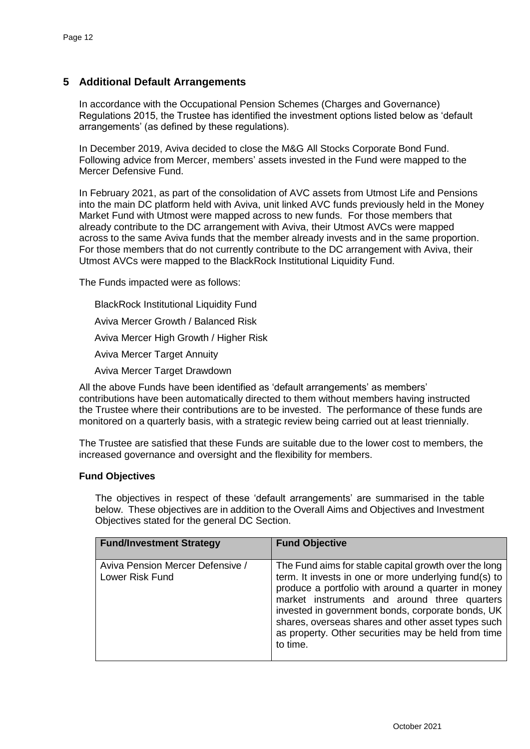## 5 Additional Default Arrangements

In accordance with the Occupational Pension Schemes (Charges and Governance) Regulations 2015, the Trustee has identified the investment options listed below as 'default arrangements' (as defined by these regulations).

In December 2019, Aviva decided to close the M&G All Stocks Corporate Bond Fund. Following advice from Mercer, members' assets invested in the Fund were mapped to the Mercer Defensive Fund.

In February 2021, as part of the consolidation of AVC assets from Utmost Life and Pensions into the main DC platform held with Aviva, unit linked AVC funds previously held in the Money Market Fund with Utmost were mapped across to new funds. For those members that already contribute to the DC arrangement with Aviva, their Utmost AVCs were mapped across to the same Aviva funds that the member already invests and in the same proportion. For those members that do not currently contribute to the DC arrangement with Aviva, their Utmost AVCs were mapped to the BlackRock Institutional Liquidity Fund.

The Funds impacted were as follows:

BlackRock Institutional Liquidity Fund

Aviva Mercer Growth / Balanced Risk

Aviva Mercer High Growth / Higher Risk

Aviva Mercer Target Annuity

Aviva Mercer Target Drawdown

All the above Funds have been identified as 'default arrangements' as members' contributions have been automatically directed to them without members having instructed the Trustee where their contributions are to be invested. The performance of these funds are monitored on a quarterly basis, with a strategic review being carried out at least triennially.

The Trustee are satisfied that these Funds are suitable due to the lower cost to members, the increased governance and oversight and the flexibility for members.

### Fund Objectives

The objectives in respect of these 'default arrangements' are summarised in the table below. These objectives are in addition to the Overall Aims and Objectives and Investment Objectives stated for the general DC Section.

| Fund/Investment Strategy | Fund Objective |
|---|---|
| Aviva Pension Mercer Defensive / Lower Risk Fund | The Fund aims for stable capital growth over the long term. It invests in one or more underlying fund(s) to produce a portfolio with around a quarter in money market instruments and around three quarters invested in government bonds, corporate bonds, UK shares, overseas shares and other asset types such as property. Other securities may be held from time to time. |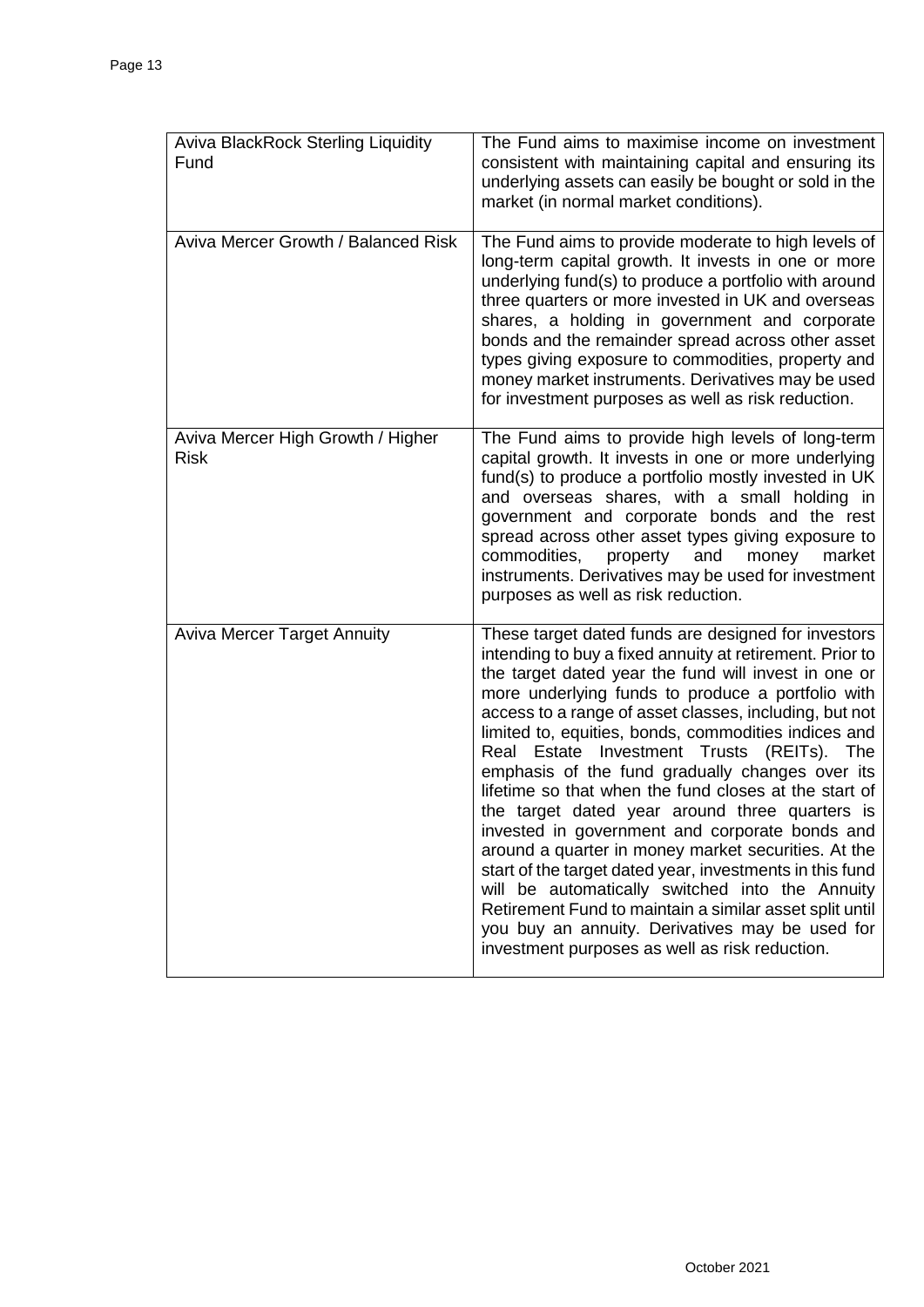| | |
|---|---|
| Aviva BlackRock Sterling Liquidity Fund | The Fund aims to maximise income on investment consistent with maintaining capital and ensuring its underlying assets can easily be bought or sold in the market (in normal market conditions). |
| Aviva Mercer Growth / Balanced Risk | The Fund aims to provide moderate to high levels of long-term capital growth. It invests in one or more underlying fund(s) to produce a portfolio with around three quarters or more invested in UK and overseas shares, a holding in government and corporate bonds and the remainder spread across other asset types giving exposure to commodities, property and money market instruments. Derivatives may be used for investment purposes as well as risk reduction. |
| Aviva Mercer High Growth / Higher Risk | The Fund aims to provide high levels of long-term capital growth. It invests in one or more underlying fund(s) to produce a portfolio mostly invested in UK and overseas shares, with a small holding in government and corporate bonds and the rest spread across other asset types giving exposure to commodities, property and money market instruments. Derivatives may be used for investment purposes as well as risk reduction. |
| Aviva Mercer Target Annuity | These target dated funds are designed for investors intending to buy a fixed annuity at retirement. Prior to the target dated year the fund will invest in one or more underlying funds to produce a portfolio with access to a range of asset classes, including, but not limited to, equities, bonds, commodities indices and Real Estate Investment Trusts (REITs). The emphasis of the fund gradually changes over its lifetime so that when the fund closes at the start of the target dated year around three quarters is invested in government and corporate bonds and around a quarter in money market securities. At the start of the target dated year, investments in this fund will be automatically switched into the Annuity Retirement Fund to maintain a similar asset split until you buy an annuity. Derivatives may be used for investment purposes as well as risk reduction. |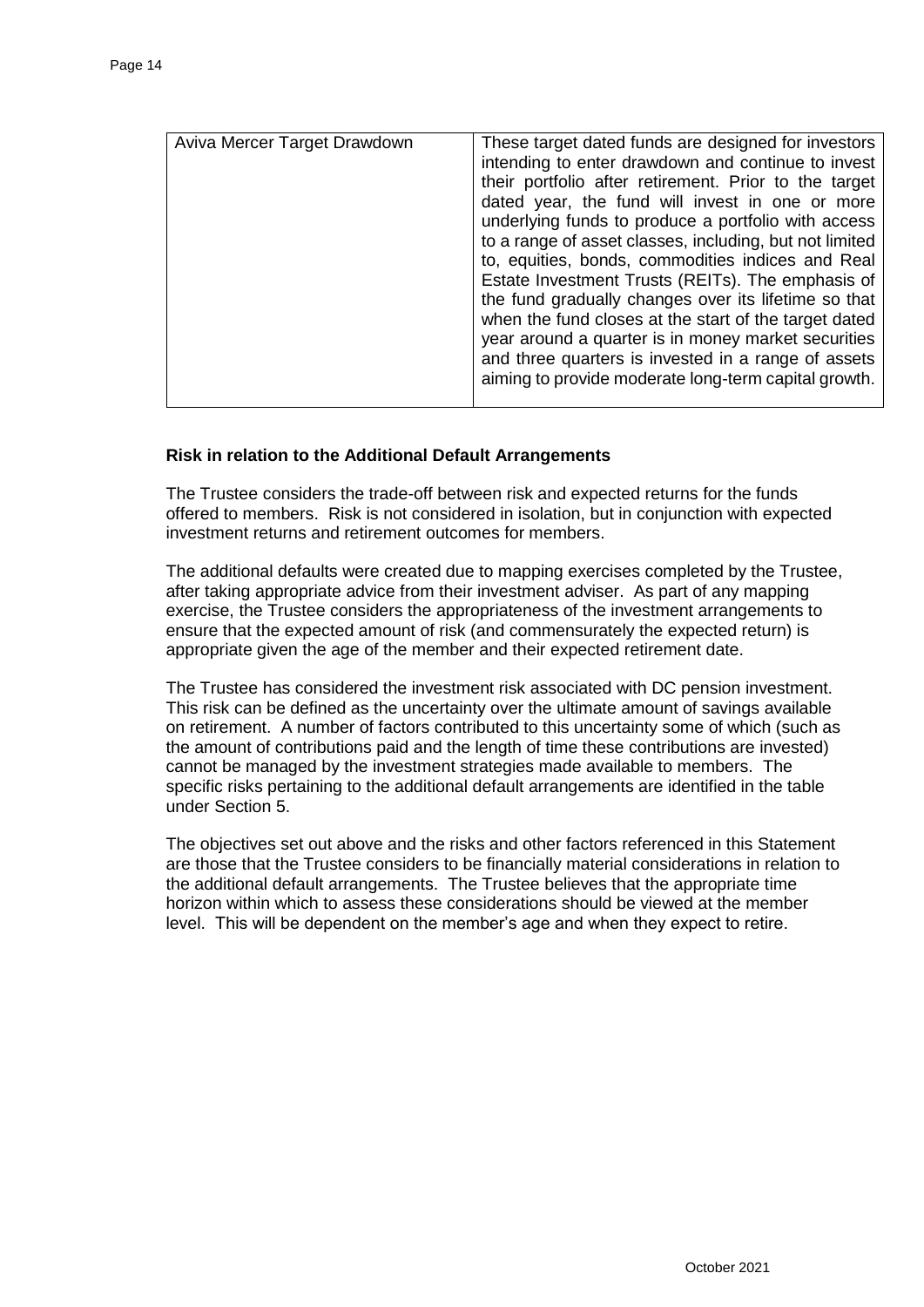| Aviva Mercer Target Drawdown | These target dated funds are designed for investors intending to enter drawdown and continue to invest their portfolio after retirement. Prior to the target dated year, the fund will invest in one or more underlying funds to produce a portfolio with access to a range of asset classes, including, but not limited to, equities, bonds, commodities indices and Real Estate Investment Trusts (REITs). The emphasis of the fund gradually changes over its lifetime so that when the fund closes at the start of the target dated year around a quarter is in money market securities and three quarters is invested in a range of assets aiming to provide moderate long-term capital growth. |
|---|---|

**Risk in relation to the Additional Default Arrangements**

The Trustee considers the trade-off between risk and expected returns for the funds offered to members. Risk is not considered in isolation, but in conjunction with expected investment returns and retirement outcomes for members.

The additional defaults were created due to mapping exercises completed by the Trustee, after taking appropriate advice from their investment adviser. As part of any mapping exercise, the Trustee considers the appropriateness of the investment arrangements to ensure that the expected amount of risk (and commensurately the expected return) is appropriate given the age of the member and their expected retirement date.

The Trustee has considered the investment risk associated with DC pension investment. This risk can be defined as the uncertainty over the ultimate amount of savings available on retirement. A number of factors contributed to this uncertainty some of which (such as the amount of contributions paid and the length of time these contributions are invested) cannot be managed by the investment strategies made available to members. The specific risks pertaining to the additional default arrangements are identified in the table under Section 5.

The objectives set out above and the risks and other factors referenced in this Statement are those that the Trustee considers to be financially material considerations in relation to the additional default arrangements. The Trustee believes that the appropriate time horizon within which to assess these considerations should be viewed at the member level. This will be dependent on the member's age and when they expect to retire.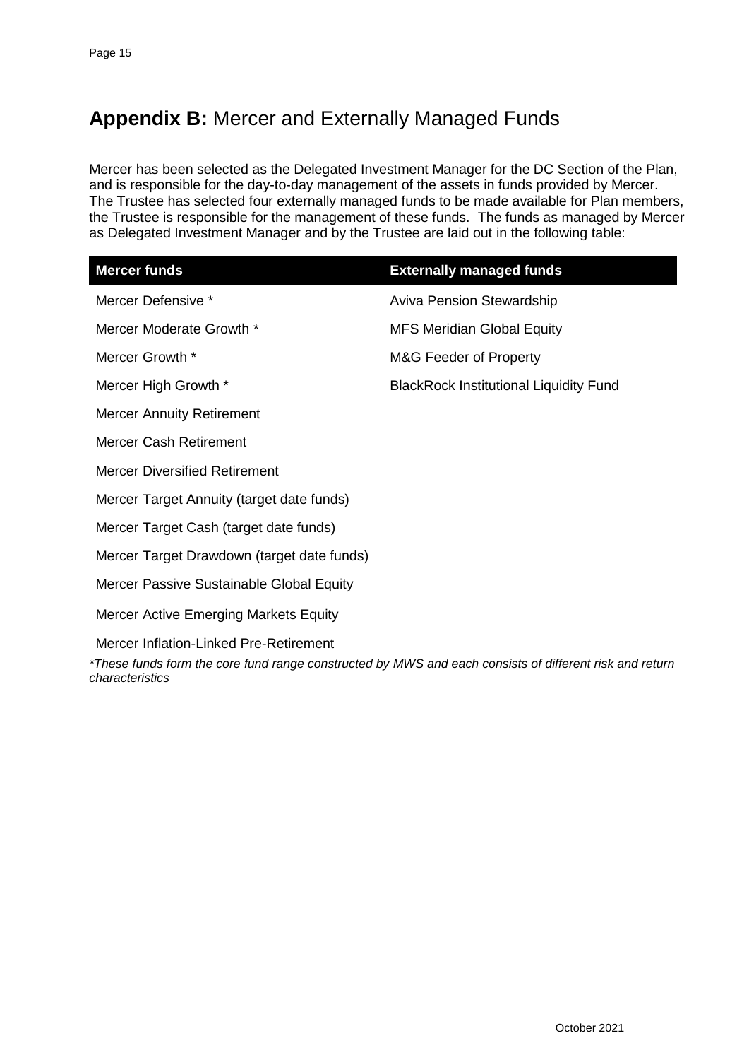## **Appendix B:** Mercer and Externally Managed Funds

Mercer has been selected as the Delegated Investment Manager for the DC Section of the Plan, and is responsible for the day-to-day management of the assets in funds provided by Mercer. The Trustee has selected four externally managed funds to be made available for Plan members, the Trustee is responsible for the management of these funds. The funds as managed by Mercer as Delegated Investment Manager and by the Trustee are laid out in the following table:

| Mercer funds | Externally managed funds |
|---|---|
| Mercer Defensive * | Aviva Pension Stewardship |
| Mercer Moderate Growth * | MFS Meridian Global Equity |
| Mercer Growth * | M&G Feeder of Property |
| Mercer High Growth * | BlackRock Institutional Liquidity Fund |
| Mercer Annuity Retirement | |
| Mercer Cash Retirement | |
| Mercer Diversified Retirement | |
| Mercer Target Annuity (target date funds) | |
| Mercer Target Cash (target date funds) | |
| Mercer Target Drawdown (target date funds) | |
| Mercer Passive Sustainable Global Equity | |
| Mercer Active Emerging Markets Equity | |
| Mercer Inflation-Linked Pre-Retirement | |

*\*These funds form the core fund range constructed by MWS and each consists of different risk and return characteristics*

October 2021